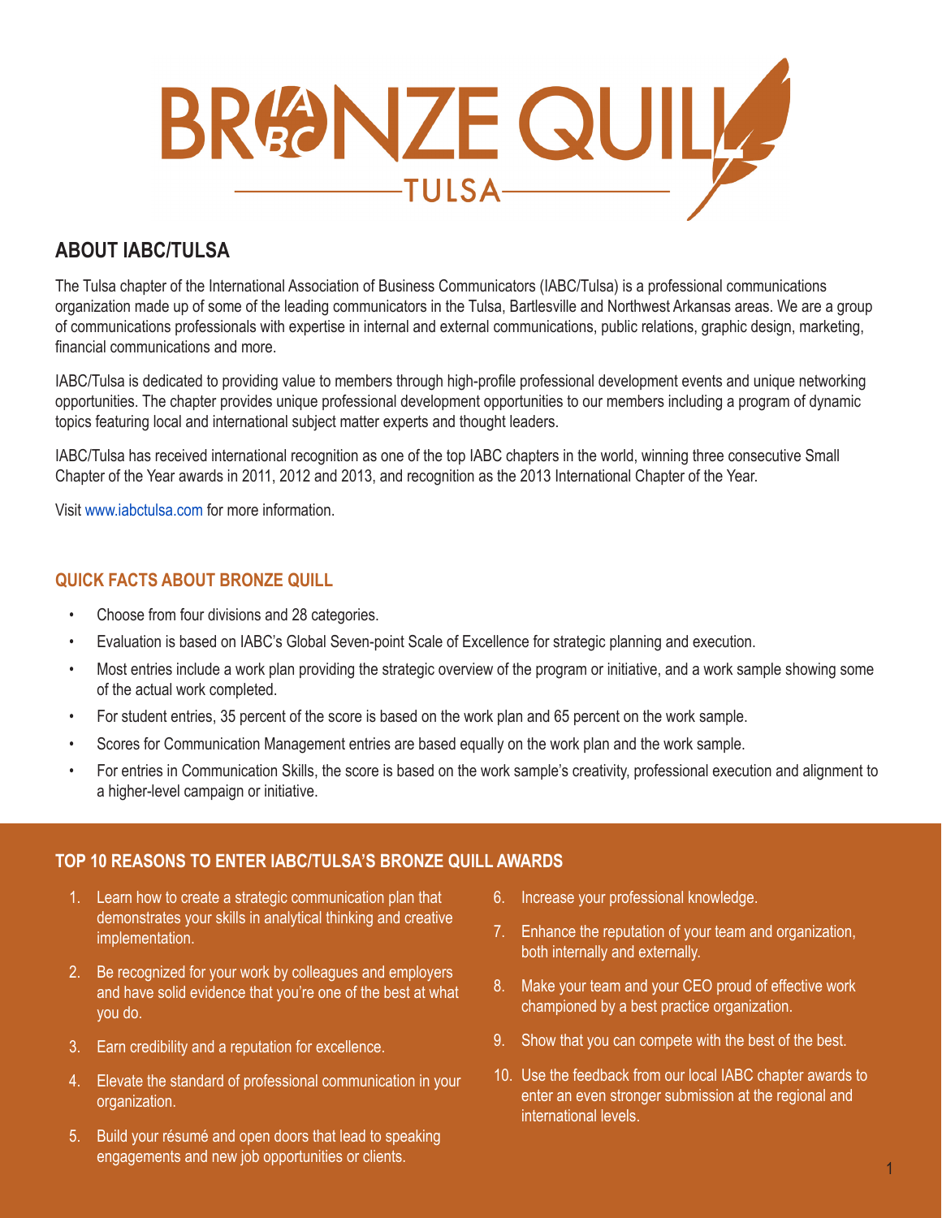# BRONZE QUILL

TULSA

## ABOUT IABC/TULSA

The Tulsa chapter of the International Association of Business Communicators (IABC/Tulsa) is a professional communications organization made up of some of the leading communicators in the Tulsa, Bartlesville and Northwest Arkansas areas. We are a group of communications professionals with expertise in internal and external communications, public relations, graphic design, marketing, financial communications and more.

IABC/Tulsa is dedicated to providing value to members through high-profile professional development events and unique networking opportunities. The chapter provides unique professional development opportunities to our members including a program of dynamic topics featuring local and international subject matter experts and thought leaders.

IABC/Tulsa has received international recognition as one of the top IABC chapters in the world, winning three consecutive Small Chapter of the Year awards in 2011, 2012 and 2013, and recognition as the 2013 International Chapter of the Year.

Visit www.iabctulsa.com for more information.

### QUICK FACTS ABOUT BRONZE QUILL

- Choose from four divisions and 28 categories.
- Evaluation is based on IABC's Global Seven-point Scale of Excellence for strategic planning and execution.
- Most entries include a work plan providing the strategic overview of the program or initiative, and a work sample showing some of the actual work completed.
- For student entries, 35 percent of the score is based on the work plan and 65 percent on the work sample.
- Scores for Communication Management entries are based equally on the work plan and the work sample.
- For entries in Communication Skills, the score is based on the work sample's creativity, professional execution and alignment to a higher-level campaign or initiative.

### TOP 10 REASONS TO ENTER IABC/TULSA'S BRONZE QUILL AWARDS

1. Learn how to create a strategic communication plan that demonstrates your skills in analytical thinking and creative implementation.
2. Be recognized for your work by colleagues and employers and have solid evidence that you're one of the best at what you do.
3. Earn credibility and a reputation for excellence.
4. Elevate the standard of professional communication in your organization.
5. Build your résumé and open doors that lead to speaking engagements and new job opportunities or clients.
6. Increase your professional knowledge.
7. Enhance the reputation of your team and organization, both internally and externally.
8. Make your team and your CEO proud of effective work championed by a best practice organization.
9. Show that you can compete with the best of the best.
10. Use the feedback from our local IABC chapter awards to enter an even stronger submission at the regional and international levels.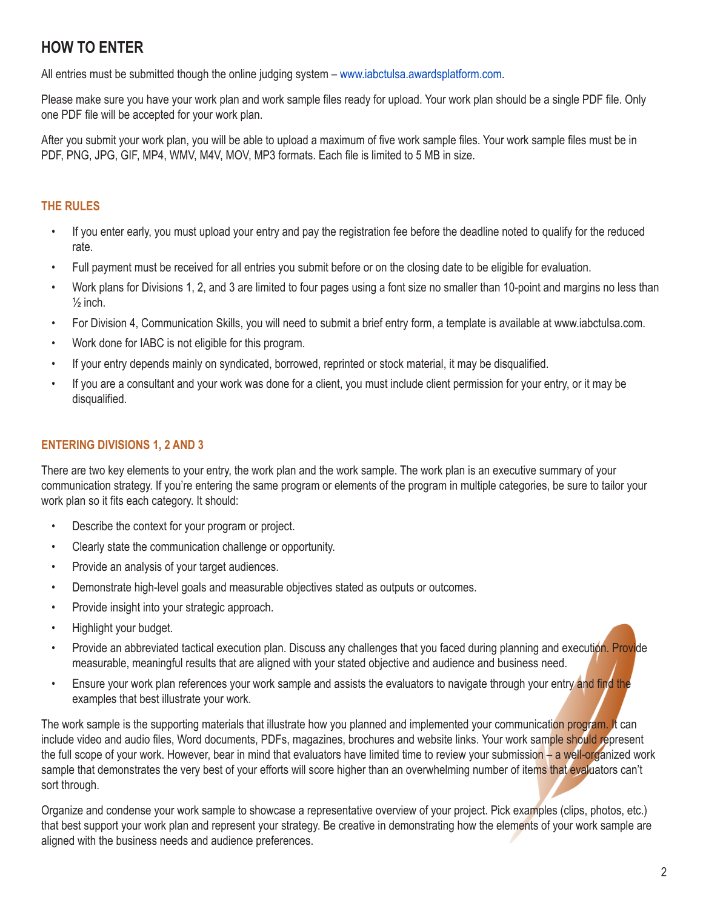## HOW TO ENTER

All entries must be submitted though the online judging system – www.iabctulsa.awardsplatform.com.

Please make sure you have your work plan and work sample files ready for upload. Your work plan should be a single PDF file. Only one PDF file will be accepted for your work plan.

After you submit your work plan, you will be able to upload a maximum of five work sample files. Your work sample files must be in PDF, PNG, JPG, GIF, MP4, WMV, M4V, MOV, MP3 formats. Each file is limited to 5 MB in size.

### THE RULES

- If you enter early, you must upload your entry and pay the registration fee before the deadline noted to qualify for the reduced rate.
- Full payment must be received for all entries you submit before or on the closing date to be eligible for evaluation.
- Work plans for Divisions 1, 2, and 3 are limited to four pages using a font size no smaller than 10-point and margins no less than ½ inch.
- For Division 4, Communication Skills, you will need to submit a brief entry form, a template is available at www.iabctulsa.com.
- Work done for IABC is not eligible for this program.
- If your entry depends mainly on syndicated, borrowed, reprinted or stock material, it may be disqualified.
- If you are a consultant and your work was done for a client, you must include client permission for your entry, or it may be disqualified.

### ENTERING DIVISIONS 1, 2 AND 3

There are two key elements to your entry, the work plan and the work sample. The work plan is an executive summary of your communication strategy. If you're entering the same program or elements of the program in multiple categories, be sure to tailor your work plan so it fits each category. It should:

- Describe the context for your program or project.
- Clearly state the communication challenge or opportunity.
- Provide an analysis of your target audiences.
- Demonstrate high-level goals and measurable objectives stated as outputs or outcomes.
- Provide insight into your strategic approach.
- Highlight your budget.
- Provide an abbreviated tactical execution plan. Discuss any challenges that you faced during planning and execution. Provide measurable, meaningful results that are aligned with your stated objective and audience and business need.
- Ensure your work plan references your work sample and assists the evaluators to navigate through your entry and find the examples that best illustrate your work.

The work sample is the supporting materials that illustrate how you planned and implemented your communication program. It can include video and audio files, Word documents, PDFs, magazines, brochures and website links. Your work sample should represent the full scope of your work. However, bear in mind that evaluators have limited time to review your submission – a well-organized work sample that demonstrates the very best of your efforts will score higher than an overwhelming number of items that evaluators can't sort through.

Organize and condense your work sample to showcase a representative overview of your project. Pick examples (clips, photos, etc.) that best support your work plan and represent your strategy. Be creative in demonstrating how the elements of your work sample are aligned with the business needs and audience preferences.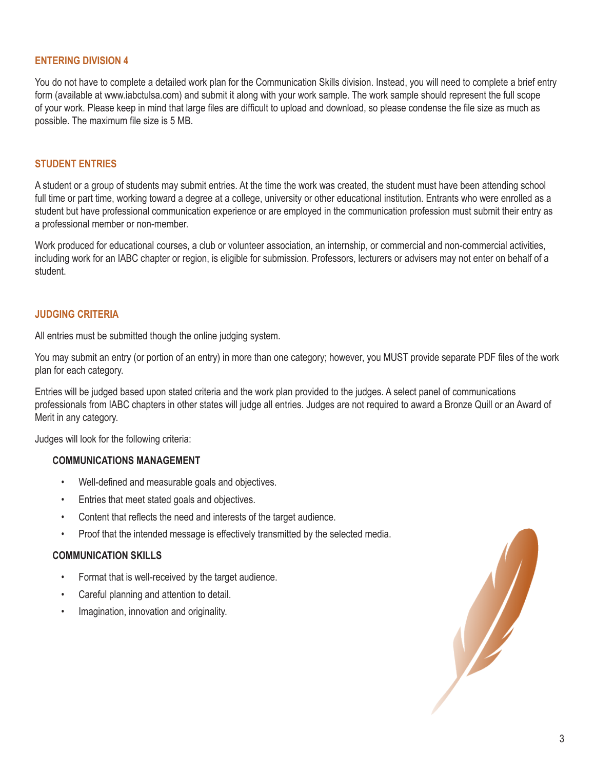## ENTERING DIVISION 4

You do not have to complete a detailed work plan for the Communication Skills division. Instead, you will need to complete a brief entry form (available at www.iabctulsa.com) and submit it along with your work sample. The work sample should represent the full scope of your work. Please keep in mind that large files are difficult to upload and download, so please condense the file size as much as possible. The maximum file size is 5 MB.

## STUDENT ENTRIES

A student or a group of students may submit entries. At the time the work was created, the student must have been attending school full time or part time, working toward a degree at a college, university or other educational institution. Entrants who were enrolled as a student but have professional communication experience or are employed in the communication profession must submit their entry as a professional member or non-member.

Work produced for educational courses, a club or volunteer association, an internship, or commercial and non-commercial activities, including work for an IABC chapter or region, is eligible for submission. Professors, lecturers or advisers may not enter on behalf of a student.

## JUDGING CRITERIA

All entries must be submitted though the online judging system.

You may submit an entry (or portion of an entry) in more than one category; however, you MUST provide separate PDF files of the work plan for each category.

Entries will be judged based upon stated criteria and the work plan provided to the judges. A select panel of communications professionals from IABC chapters in other states will judge all entries. Judges are not required to award a Bronze Quill or an Award of Merit in any category.

Judges will look for the following criteria:

### COMMUNICATIONS MANAGEMENT

- Well-defined and measurable goals and objectives.
- Entries that meet stated goals and objectives.
- Content that reflects the need and interests of the target audience.
- Proof that the intended message is effectively transmitted by the selected media.

### COMMUNICATION SKILLS

- Format that is well-received by the target audience.
- Careful planning and attention to detail.
- Imagination, innovation and originality.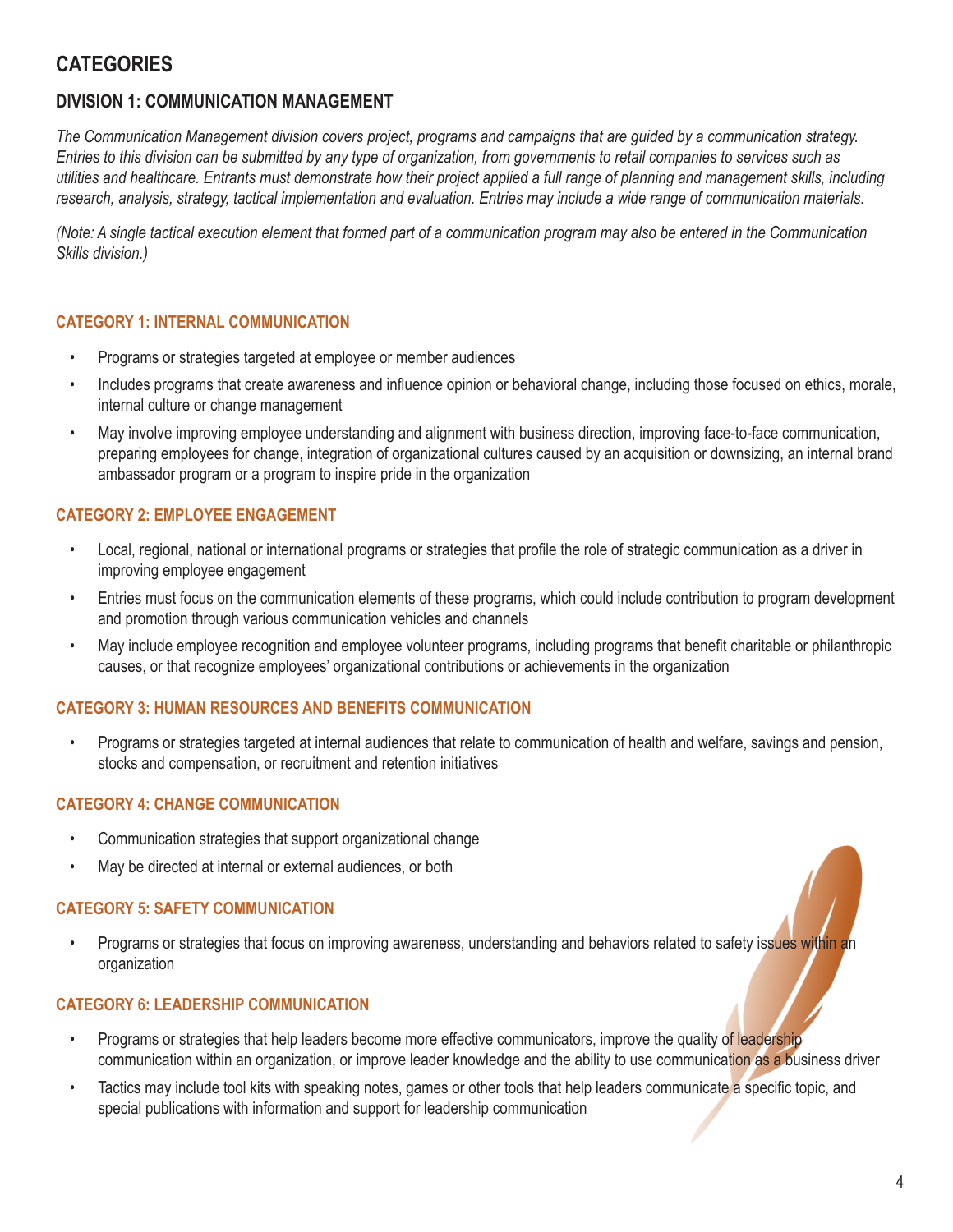# CATEGORIES

## DIVISION 1: COMMUNICATION MANAGEMENT

*The Communication Management division covers project, programs and campaigns that are guided by a communication strategy. Entries to this division can be submitted by any type of organization, from governments to retail companies to services such as utilities and healthcare. Entrants must demonstrate how their project applied a full range of planning and management skills, including research, analysis, strategy, tactical implementation and evaluation. Entries may include a wide range of communication materials.*

*(Note: A single tactical execution element that formed part of a communication program may also be entered in the Communication Skills division.)*

### CATEGORY 1: INTERNAL COMMUNICATION

- Programs or strategies targeted at employee or member audiences
- Includes programs that create awareness and influence opinion or behavioral change, including those focused on ethics, morale, internal culture or change management
- May involve improving employee understanding and alignment with business direction, improving face-to-face communication, preparing employees for change, integration of organizational cultures caused by an acquisition or downsizing, an internal brand ambassador program or a program to inspire pride in the organization

### CATEGORY 2: EMPLOYEE ENGAGEMENT

- Local, regional, national or international programs or strategies that profile the role of strategic communication as a driver in improving employee engagement
- Entries must focus on the communication elements of these programs, which could include contribution to program development and promotion through various communication vehicles and channels
- May include employee recognition and employee volunteer programs, including programs that benefit charitable or philanthropic causes, or that recognize employees' organizational contributions or achievements in the organization

### CATEGORY 3: HUMAN RESOURCES AND BENEFITS COMMUNICATION

- Programs or strategies targeted at internal audiences that relate to communication of health and welfare, savings and pension, stocks and compensation, or recruitment and retention initiatives

### CATEGORY 4: CHANGE COMMUNICATION

- Communication strategies that support organizational change
- May be directed at internal or external audiences, or both

### CATEGORY 5: SAFETY COMMUNICATION

- Programs or strategies that focus on improving awareness, understanding and behaviors related to safety issues within an organization

### CATEGORY 6: LEADERSHIP COMMUNICATION

- Programs or strategies that help leaders become more effective communicators, improve the quality of leadership communication within an organization, or improve leader knowledge and the ability to use communication as a business driver
- Tactics may include tool kits with speaking notes, games or other tools that help leaders communicate a specific topic, and special publications with information and support for leadership communication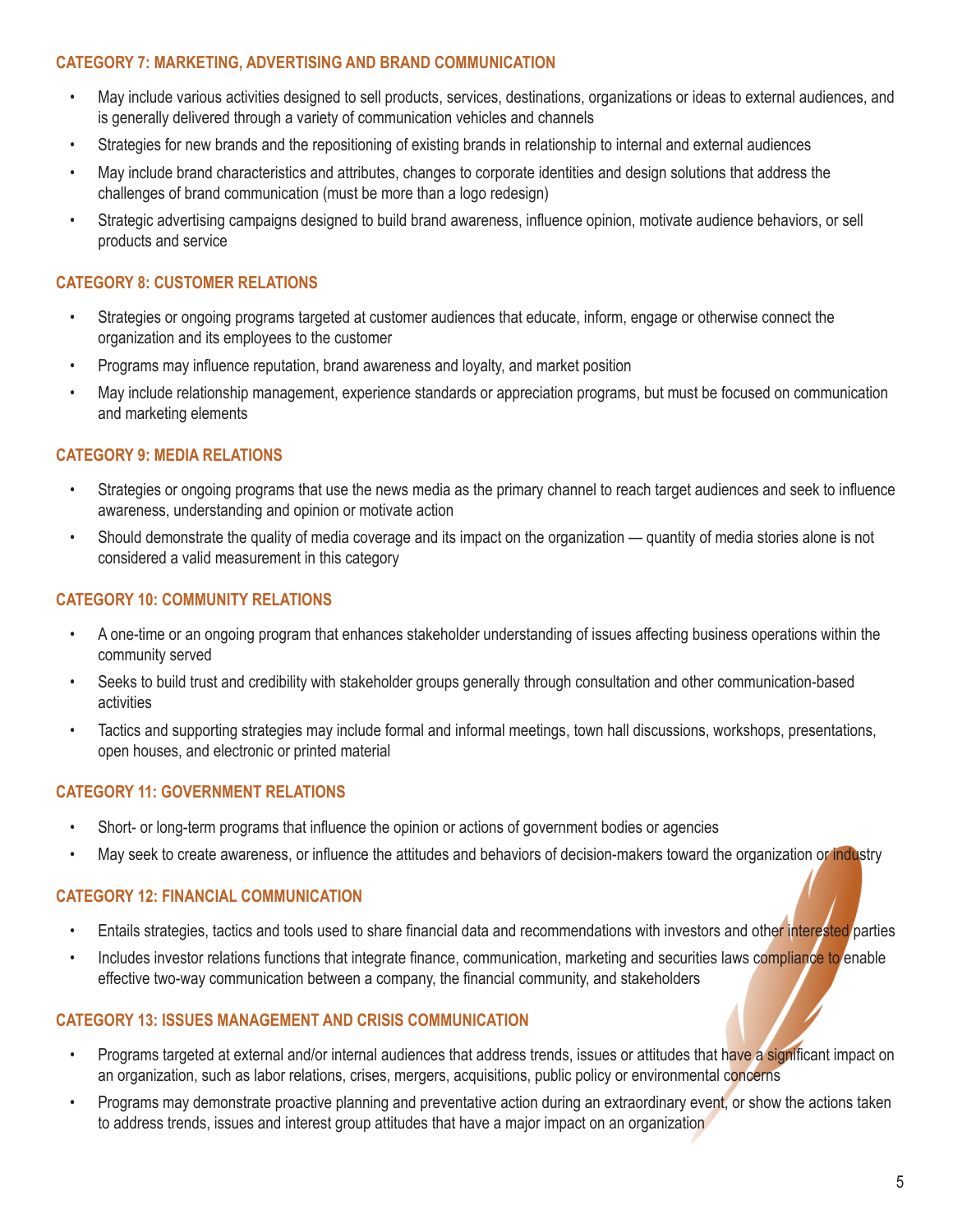### CATEGORY 7: MARKETING, ADVERTISING AND BRAND COMMUNICATION

- May include various activities designed to sell products, services, destinations, organizations or ideas to external audiences, and is generally delivered through a variety of communication vehicles and channels
- Strategies for new brands and the repositioning of existing brands in relationship to internal and external audiences
- May include brand characteristics and attributes, changes to corporate identities and design solutions that address the challenges of brand communication (must be more than a logo redesign)
- Strategic advertising campaigns designed to build brand awareness, influence opinion, motivate audience behaviors, or sell products and service

### CATEGORY 8: CUSTOMER RELATIONS

- Strategies or ongoing programs targeted at customer audiences that educate, inform, engage or otherwise connect the organization and its employees to the customer
- Programs may influence reputation, brand awareness and loyalty, and market position
- May include relationship management, experience standards or appreciation programs, but must be focused on communication and marketing elements

### CATEGORY 9: MEDIA RELATIONS

- Strategies or ongoing programs that use the news media as the primary channel to reach target audiences and seek to influence awareness, understanding and opinion or motivate action
- Should demonstrate the quality of media coverage and its impact on the organization — quantity of media stories alone is not considered a valid measurement in this category

### CATEGORY 10: COMMUNITY RELATIONS

- A one-time or an ongoing program that enhances stakeholder understanding of issues affecting business operations within the community served
- Seeks to build trust and credibility with stakeholder groups generally through consultation and other communication-based activities
- Tactics and supporting strategies may include formal and informal meetings, town hall discussions, workshops, presentations, open houses, and electronic or printed material

### CATEGORY 11: GOVERNMENT RELATIONS

- Short- or long-term programs that influence the opinion or actions of government bodies or agencies
- May seek to create awareness, or influence the attitudes and behaviors of decision-makers toward the organization or industry

### CATEGORY 12: FINANCIAL COMMUNICATION

- Entails strategies, tactics and tools used to share financial data and recommendations with investors and other interested parties
- Includes investor relations functions that integrate finance, communication, marketing and securities laws compliance to enable effective two-way communication between a company, the financial community, and stakeholders

### CATEGORY 13: ISSUES MANAGEMENT AND CRISIS COMMUNICATION

- Programs targeted at external and/or internal audiences that address trends, issues or attitudes that have a significant impact on an organization, such as labor relations, crises, mergers, acquisitions, public policy or environmental concerns
- Programs may demonstrate proactive planning and preventative action during an extraordinary event, or show the actions taken to address trends, issues and interest group attitudes that have a major impact on an organization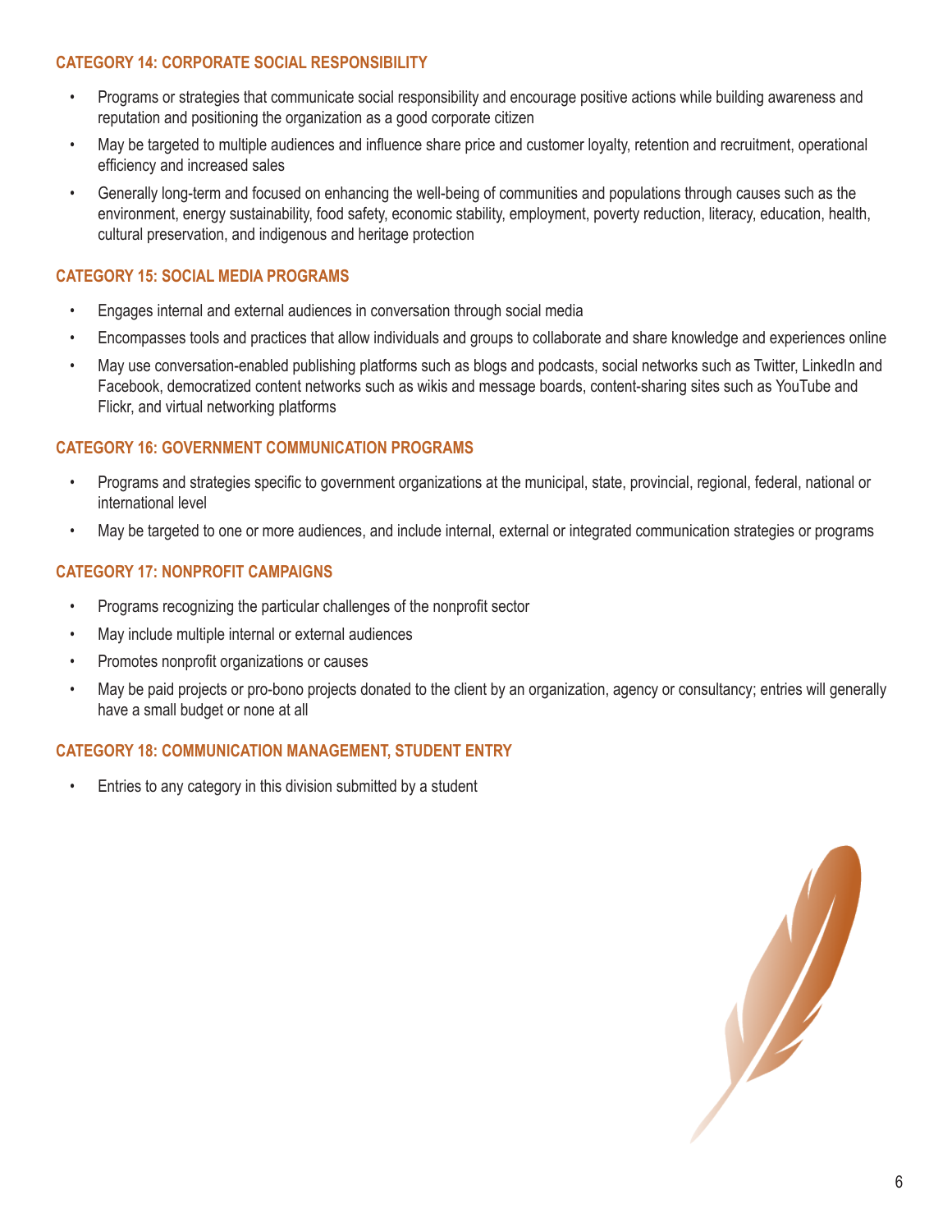### CATEGORY 14: CORPORATE SOCIAL RESPONSIBILITY

- Programs or strategies that communicate social responsibility and encourage positive actions while building awareness and reputation and positioning the organization as a good corporate citizen
- May be targeted to multiple audiences and influence share price and customer loyalty, retention and recruitment, operational efficiency and increased sales
- Generally long-term and focused on enhancing the well-being of communities and populations through causes such as the environment, energy sustainability, food safety, economic stability, employment, poverty reduction, literacy, education, health, cultural preservation, and indigenous and heritage protection

### CATEGORY 15: SOCIAL MEDIA PROGRAMS

- Engages internal and external audiences in conversation through social media
- Encompasses tools and practices that allow individuals and groups to collaborate and share knowledge and experiences online
- May use conversation-enabled publishing platforms such as blogs and podcasts, social networks such as Twitter, LinkedIn and Facebook, democratized content networks such as wikis and message boards, content-sharing sites such as YouTube and Flickr, and virtual networking platforms

### CATEGORY 16: GOVERNMENT COMMUNICATION PROGRAMS

- Programs and strategies specific to government organizations at the municipal, state, provincial, regional, federal, national or international level
- May be targeted to one or more audiences, and include internal, external or integrated communication strategies or programs

### CATEGORY 17: NONPROFIT CAMPAIGNS

- Programs recognizing the particular challenges of the nonprofit sector
- May include multiple internal or external audiences
- Promotes nonprofit organizations or causes
- May be paid projects or pro-bono projects donated to the client by an organization, agency or consultancy; entries will generally have a small budget or none at all

### CATEGORY 18: COMMUNICATION MANAGEMENT, STUDENT ENTRY

- Entries to any category in this division submitted by a student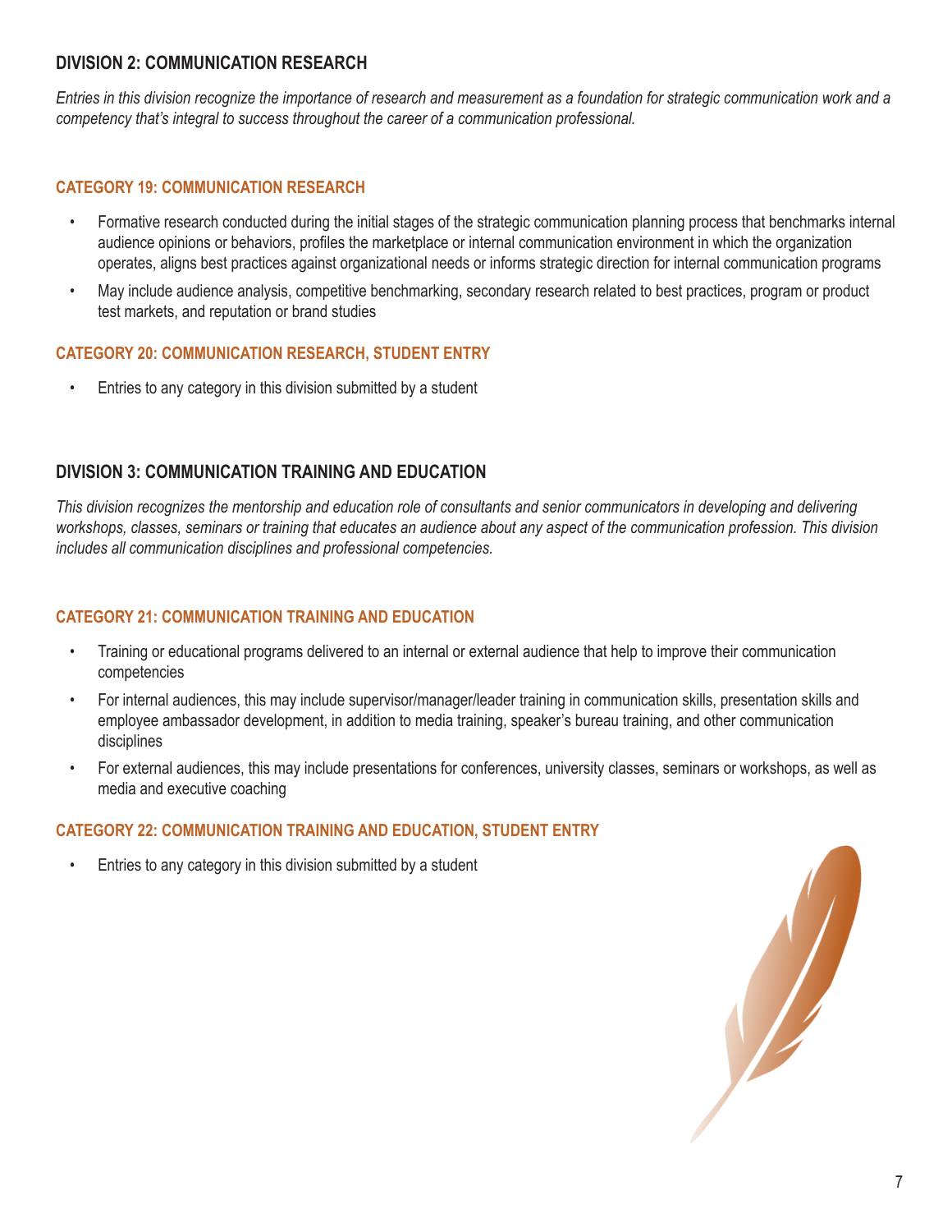## DIVISION 2: COMMUNICATION RESEARCH

*Entries in this division recognize the importance of research and measurement as a foundation for strategic communication work and a competency that's integral to success throughout the career of a communication professional.*

### CATEGORY 19: COMMUNICATION RESEARCH

- Formative research conducted during the initial stages of the strategic communication planning process that benchmarks internal audience opinions or behaviors, profiles the marketplace or internal communication environment in which the organization operates, aligns best practices against organizational needs or informs strategic direction for internal communication programs
- May include audience analysis, competitive benchmarking, secondary research related to best practices, program or product test markets, and reputation or brand studies

### CATEGORY 20: COMMUNICATION RESEARCH, STUDENT ENTRY

- Entries to any category in this division submitted by a student

## DIVISION 3: COMMUNICATION TRAINING AND EDUCATION

*This division recognizes the mentorship and education role of consultants and senior communicators in developing and delivering workshops, classes, seminars or training that educates an audience about any aspect of the communication profession. This division includes all communication disciplines and professional competencies.*

### CATEGORY 21: COMMUNICATION TRAINING AND EDUCATION

- Training or educational programs delivered to an internal or external audience that help to improve their communication competencies
- For internal audiences, this may include supervisor/manager/leader training in communication skills, presentation skills and employee ambassador development, in addition to media training, speaker's bureau training, and other communication disciplines
- For external audiences, this may include presentations for conferences, university classes, seminars or workshops, as well as media and executive coaching

### CATEGORY 22: COMMUNICATION TRAINING AND EDUCATION, STUDENT ENTRY

- Entries to any category in this division submitted by a student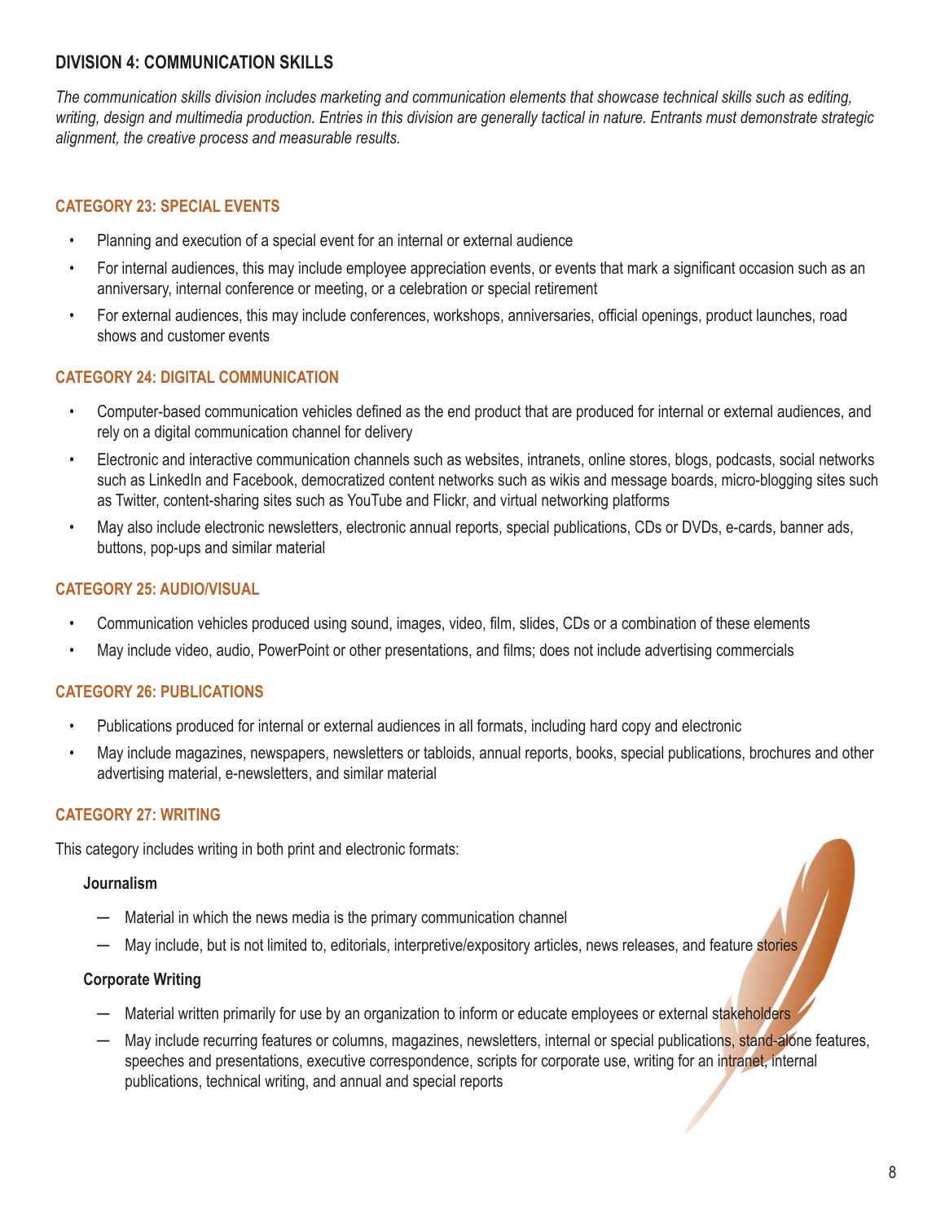## DIVISION 4: COMMUNICATION SKILLS

*The communication skills division includes marketing and communication elements that showcase technical skills such as editing, writing, design and multimedia production. Entries in this division are generally tactical in nature. Entrants must demonstrate strategic alignment, the creative process and measurable results.*

### CATEGORY 23: SPECIAL EVENTS

- Planning and execution of a special event for an internal or external audience
- For internal audiences, this may include employee appreciation events, or events that mark a significant occasion such as an anniversary, internal conference or meeting, or a celebration or special retirement
- For external audiences, this may include conferences, workshops, anniversaries, official openings, product launches, road shows and customer events

### CATEGORY 24: DIGITAL COMMUNICATION

- Computer-based communication vehicles defined as the end product that are produced for internal or external audiences, and rely on a digital communication channel for delivery
- Electronic and interactive communication channels such as websites, intranets, online stores, blogs, podcasts, social networks such as LinkedIn and Facebook, democratized content networks such as wikis and message boards, micro-blogging sites such as Twitter, content-sharing sites such as YouTube and Flickr, and virtual networking platforms
- May also include electronic newsletters, electronic annual reports, special publications, CDs or DVDs, e-cards, banner ads, buttons, pop-ups and similar material

### CATEGORY 25: AUDIO/VISUAL

- Communication vehicles produced using sound, images, video, film, slides, CDs or a combination of these elements
- May include video, audio, PowerPoint or other presentations, and films; does not include advertising commercials

### CATEGORY 26: PUBLICATIONS

- Publications produced for internal or external audiences in all formats, including hard copy and electronic
- May include magazines, newspapers, newsletters or tabloids, annual reports, books, special publications, brochures and other advertising material, e-newsletters, and similar material

### CATEGORY 27: WRITING

This category includes writing in both print and electronic formats:

**Journalism**

- Material in which the news media is the primary communication channel
- May include, but is not limited to, editorials, interpretive/expository articles, news releases, and feature stories

**Corporate Writing**

- Material written primarily for use by an organization to inform or educate employees or external stakeholders
- May include recurring features or columns, magazines, newsletters, internal or special publications, stand-alone features, speeches and presentations, executive correspondence, scripts for corporate use, writing for an intranet, internal publications, technical writing, and annual and special reports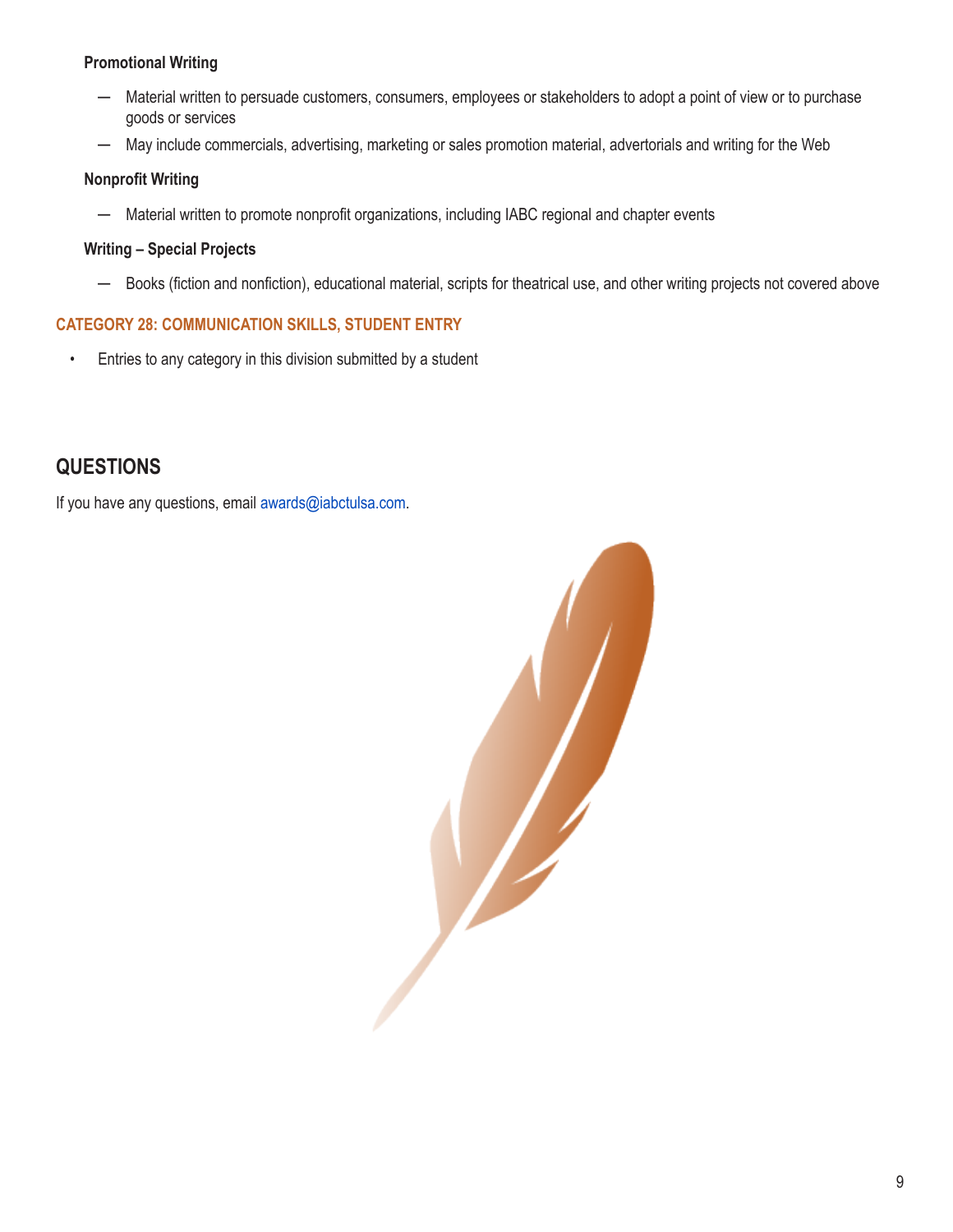**Promotional Writing**

- Material written to persuade customers, consumers, employees or stakeholders to adopt a point of view or to purchase goods or services
- May include commercials, advertising, marketing or sales promotion material, advertorials and writing for the Web

**Nonprofit Writing**

- Material written to promote nonprofit organizations, including IABC regional and chapter events

**Writing – Special Projects**

- Books (fiction and nonfiction), educational material, scripts for theatrical use, and other writing projects not covered above

### CATEGORY 28: COMMUNICATION SKILLS, STUDENT ENTRY

- Entries to any category in this division submitted by a student

## QUESTIONS

If you have any questions, email awards@iabctulsa.com.